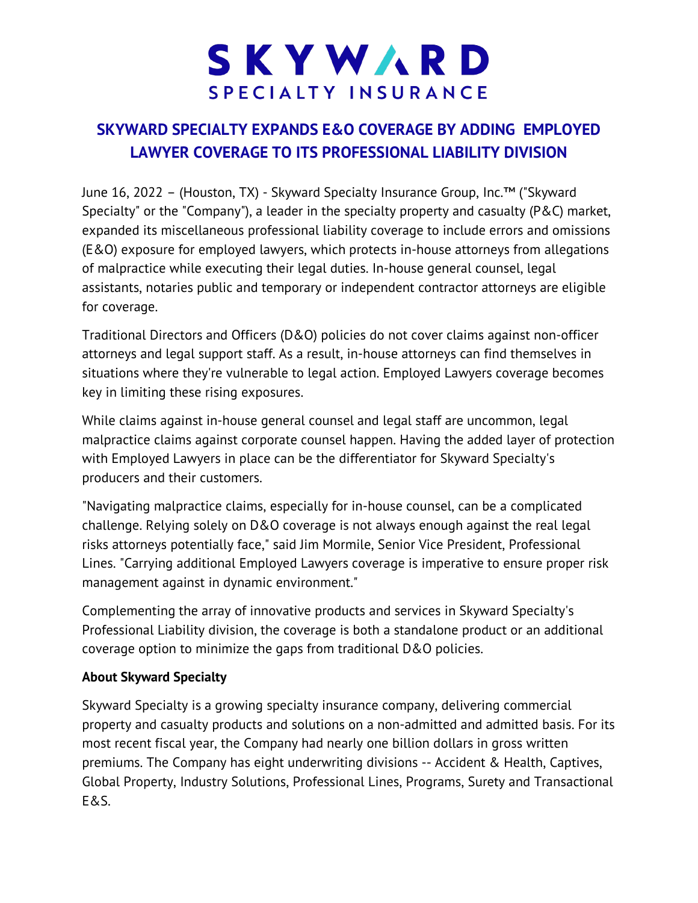# SKYWARD SPECIALTY INSURANCE

## SKYWARD SPECIALTY EXPANDS E&O COVERAGE BY ADDING EMPLOYED LAWYER COVERAGE TO ITS PROFESSIONAL LIABILITY DIVISION

June 16, 2022 – (Houston, TX) - Skyward Specialty Insurance Group, Inc.™ ("Skyward Specialty" or the "Company"), a leader in the specialty property and casualty (P&C) market, expanded its miscellaneous professional liability coverage to include errors and omissions (E&O) exposure for employed lawyers, which protects in-house attorneys from allegations of malpractice while executing their legal duties. In-house general counsel, legal assistants, notaries public and temporary or independent contractor attorneys are eligible for coverage.

Traditional Directors and Officers (D&O) policies do not cover claims against non-officer attorneys and legal support staff. As a result, in-house attorneys can find themselves in situations where they're vulnerable to legal action. Employed Lawyers coverage becomes key in limiting these rising exposures.

While claims against in-house general counsel and legal staff are uncommon, legal malpractice claims against corporate counsel happen. Having the added layer of protection with Employed Lawyers in place can be the differentiator for Skyward Specialty's producers and their customers.

"Navigating malpractice claims, especially for in-house counsel, can be a complicated challenge. Relying solely on D&O coverage is not always enough against the real legal risks attorneys potentially face," said Jim Mormile, Senior Vice President, Professional Lines. "Carrying additional Employed Lawyers coverage is imperative to ensure proper risk management against in dynamic environment."

Complementing the array of innovative products and services in Skyward Specialty's Professional Liability division, the coverage is both a standalone product or an additional coverage option to minimize the gaps from traditional D&O policies.

**About Skyward Specialty**

Skyward Specialty is a growing specialty insurance company, delivering commercial property and casualty products and solutions on a non-admitted and admitted basis. For its most recent fiscal year, the Company had nearly one billion dollars in gross written premiums. The Company has eight underwriting divisions -- Accident & Health, Captives, Global Property, Industry Solutions, Professional Lines, Programs, Surety and Transactional E&S.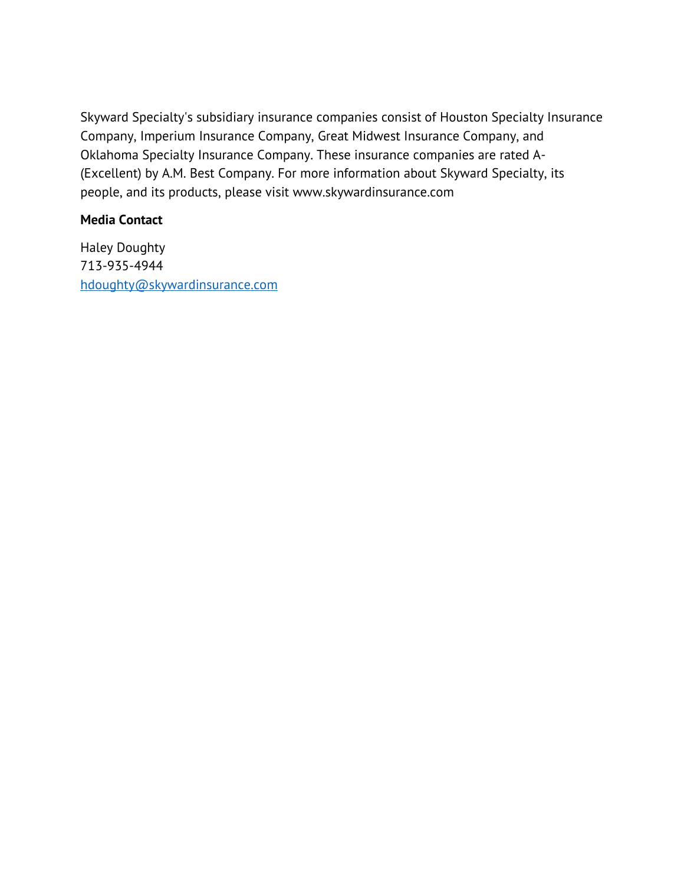Skyward Specialty's subsidiary insurance companies consist of Houston Specialty Insurance Company, Imperium Insurance Company, Great Midwest Insurance Company, and Oklahoma Specialty Insurance Company. These insurance companies are rated A- (Excellent) by A.M. Best Company. For more information about Skyward Specialty, its people, and its products, please visit www.skywardinsurance.com

**Media Contact**

Haley Doughty
713-935-4944
hdoughty@skywardinsurance.com